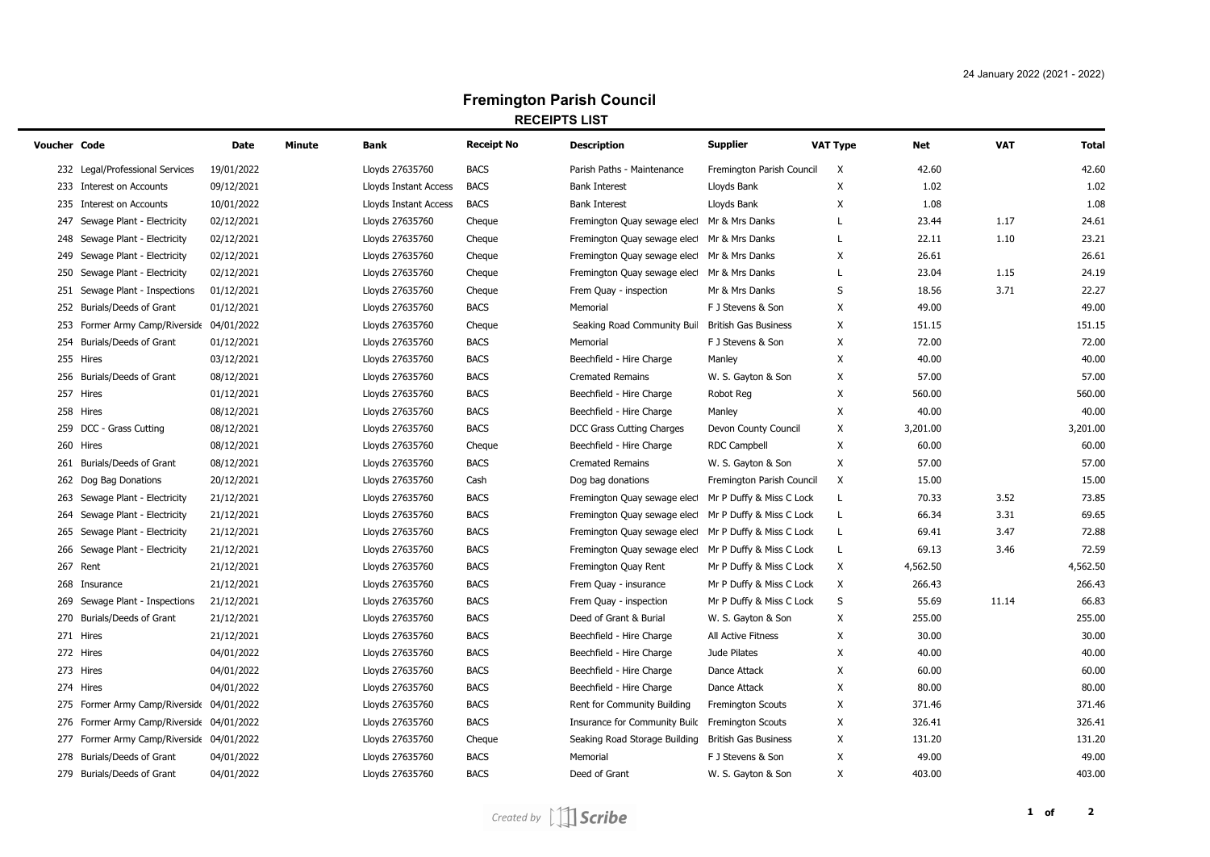24 January 2022 (2021 - 2022)

# Fremington Parish Council

## RECEIPTS LIST

| Voucher | Code | Date | Minute | Bank | Receipt No | Description | Supplier | VAT Type | Net | VAT | Total |
|---|---|---|---|---|---|---|---|---|---|---|---|
| 232 | Legal/Professional Services | 19/01/2022 | | Lloyds 27635760 | BACS | Parish Paths - Maintenance | Fremington Parish Council | X | 42.60 | | 42.60 |
| 233 | Interest on Accounts | 09/12/2021 | | Lloyds Instant Access | BACS | Bank Interest | Lloyds Bank | X | 1.02 | | 1.02 |
| 235 | Interest on Accounts | 10/01/2022 | | Lloyds Instant Access | BACS | Bank Interest | Lloyds Bank | X | 1.08 | | 1.08 |
| 247 | Sewage Plant - Electricity | 02/12/2021 | | Lloyds 27635760 | Cheque | Fremington Quay sewage elect | Mr & Mrs Danks | L | 23.44 | 1.17 | 24.61 |
| 248 | Sewage Plant - Electricity | 02/12/2021 | | Lloyds 27635760 | Cheque | Fremington Quay sewage elect | Mr & Mrs Danks | L | 22.11 | 1.10 | 23.21 |
| 249 | Sewage Plant - Electricity | 02/12/2021 | | Lloyds 27635760 | Cheque | Fremington Quay sewage elect | Mr & Mrs Danks | X | 26.61 | | 26.61 |
| 250 | Sewage Plant - Electricity | 02/12/2021 | | Lloyds 27635760 | Cheque | Fremington Quay sewage elect | Mr & Mrs Danks | L | 23.04 | 1.15 | 24.19 |
| 251 | Sewage Plant - Inspections | 01/12/2021 | | Lloyds 27635760 | Cheque | Frem Quay - inspection | Mr & Mrs Danks | S | 18.56 | 3.71 | 22.27 |
| 252 | Burials/Deeds of Grant | 01/12/2021 | | Lloyds 27635760 | BACS | Memorial | F J Stevens & Son | X | 49.00 | | 49.00 |
| 253 | Former Army Camp/Riverside | 04/01/2022 | | Lloyds 27635760 | Cheque | Seaking Road Community Buil | British Gas Business | X | 151.15 | | 151.15 |
| 254 | Burials/Deeds of Grant | 01/12/2021 | | Lloyds 27635760 | BACS | Memorial | F J Stevens & Son | X | 72.00 | | 72.00 |
| 255 | Hires | 03/12/2021 | | Lloyds 27635760 | BACS | Beechfield - Hire Charge | Manley | X | 40.00 | | 40.00 |
| 256 | Burials/Deeds of Grant | 08/12/2021 | | Lloyds 27635760 | BACS | Cremated Remains | W. S. Gayton & Son | X | 57.00 | | 57.00 |
| 257 | Hires | 01/12/2021 | | Lloyds 27635760 | BACS | Beechfield - Hire Charge | Robot Reg | X | 560.00 | | 560.00 |
| 258 | Hires | 08/12/2021 | | Lloyds 27635760 | BACS | Beechfield - Hire Charge | Manley | X | 40.00 | | 40.00 |
| 259 | DCC - Grass Cutting | 08/12/2021 | | Lloyds 27635760 | BACS | DCC Grass Cutting Charges | Devon County Council | X | 3,201.00 | | 3,201.00 |
| 260 | Hires | 08/12/2021 | | Lloyds 27635760 | Cheque | Beechfield - Hire Charge | RDC Campbell | X | 60.00 | | 60.00 |
| 261 | Burials/Deeds of Grant | 08/12/2021 | | Lloyds 27635760 | BACS | Cremated Remains | W. S. Gayton & Son | X | 57.00 | | 57.00 |
| 262 | Dog Bag Donations | 20/12/2021 | | Lloyds 27635760 | Cash | Dog bag donations | Fremington Parish Council | X | 15.00 | | 15.00 |
| 263 | Sewage Plant - Electricity | 21/12/2021 | | Lloyds 27635760 | BACS | Fremington Quay sewage elect | Mr P Duffy & Miss C Lock | L | 70.33 | 3.52 | 73.85 |
| 264 | Sewage Plant - Electricity | 21/12/2021 | | Lloyds 27635760 | BACS | Fremington Quay sewage elect | Mr P Duffy & Miss C Lock | L | 66.34 | 3.31 | 69.65 |
| 265 | Sewage Plant - Electricity | 21/12/2021 | | Lloyds 27635760 | BACS | Fremington Quay sewage elect | Mr P Duffy & Miss C Lock | L | 69.41 | 3.47 | 72.88 |
| 266 | Sewage Plant - Electricity | 21/12/2021 | | Lloyds 27635760 | BACS | Fremington Quay sewage elect | Mr P Duffy & Miss C Lock | L | 69.13 | 3.46 | 72.59 |
| 267 | Rent | 21/12/2021 | | Lloyds 27635760 | BACS | Fremington Quay Rent | Mr P Duffy & Miss C Lock | X | 4,562.50 | | 4,562.50 |
| 268 | Insurance | 21/12/2021 | | Lloyds 27635760 | BACS | Frem Quay - insurance | Mr P Duffy & Miss C Lock | X | 266.43 | | 266.43 |
| 269 | Sewage Plant - Inspections | 21/12/2021 | | Lloyds 27635760 | BACS | Frem Quay - inspection | Mr P Duffy & Miss C Lock | S | 55.69 | 11.14 | 66.83 |
| 270 | Burials/Deeds of Grant | 21/12/2021 | | Lloyds 27635760 | BACS | Deed of Grant & Burial | W. S. Gayton & Son | X | 255.00 | | 255.00 |
| 271 | Hires | 21/12/2021 | | Lloyds 27635760 | BACS | Beechfield - Hire Charge | All Active Fitness | X | 30.00 | | 30.00 |
| 272 | Hires | 04/01/2022 | | Lloyds 27635760 | BACS | Beechfield - Hire Charge | Jude Pilates | X | 40.00 | | 40.00 |
| 273 | Hires | 04/01/2022 | | Lloyds 27635760 | BACS | Beechfield - Hire Charge | Dance Attack | X | 60.00 | | 60.00 |
| 274 | Hires | 04/01/2022 | | Lloyds 27635760 | BACS | Beechfield - Hire Charge | Dance Attack | X | 80.00 | | 80.00 |
| 275 | Former Army Camp/Riverside | 04/01/2022 | | Lloyds 27635760 | BACS | Rent for Community Building | Fremington Scouts | X | 371.46 | | 371.46 |
| 276 | Former Army Camp/Riverside | 04/01/2022 | | Lloyds 27635760 | BACS | Insurance for Community Build | Fremington Scouts | X | 326.41 | | 326.41 |
| 277 | Former Army Camp/Riverside | 04/01/2022 | | Lloyds 27635760 | Cheque | Seaking Road Storage Building | British Gas Business | X | 131.20 | | 131.20 |
| 278 | Burials/Deeds of Grant | 04/01/2022 | | Lloyds 27635760 | BACS | Memorial | F J Stevens & Son | X | 49.00 | | 49.00 |
| 279 | Burials/Deeds of Grant | 04/01/2022 | | Lloyds 27635760 | BACS | Deed of Grant | W. S. Gayton & Son | X | 403.00 | | 403.00 |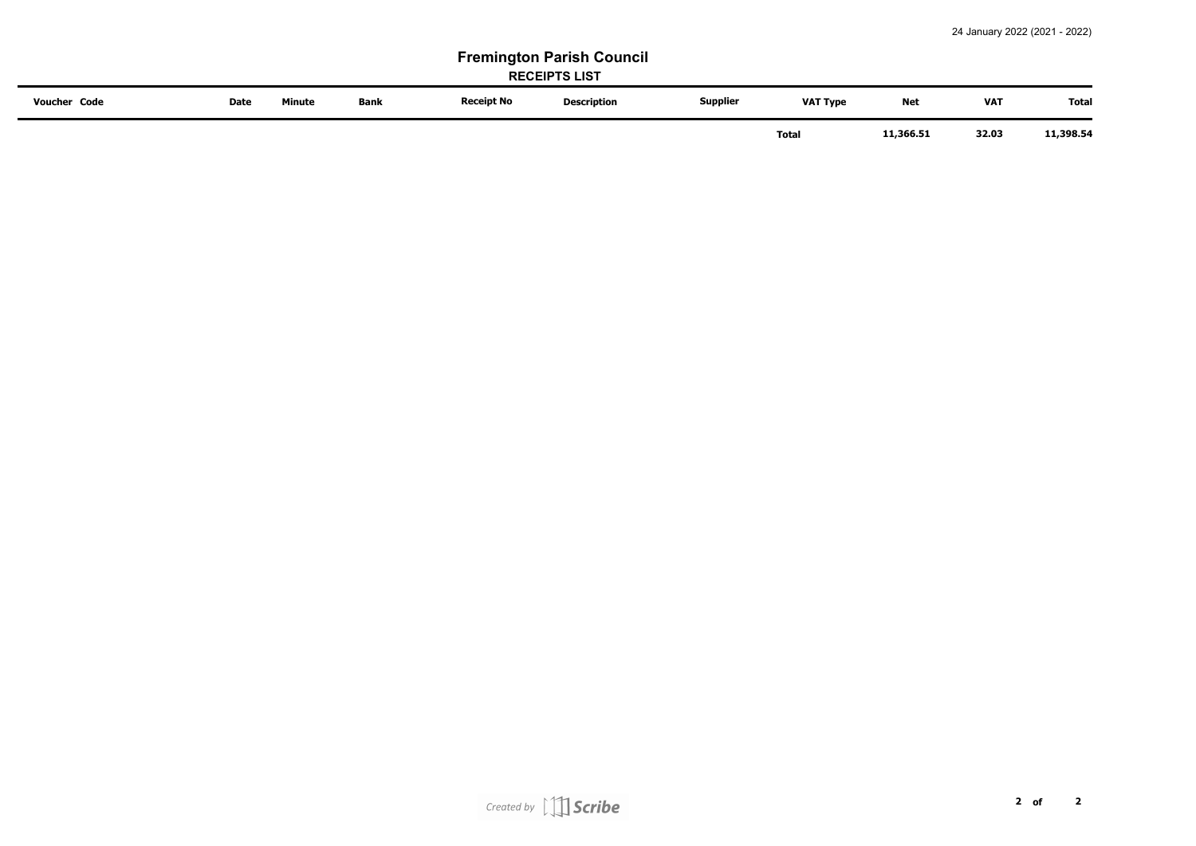# Fremington Parish Council

## RECEIPTS LIST

| Voucher | Code | Date | Minute | Bank | Receipt No | Description | Supplier | VAT Type | Net | VAT | Total |
|---|---|---|---|---|---|---|---|---|---|---|---|
| | | | | | | | | **Total** | **11,366.51** | **32.03** | **11,398.54** |